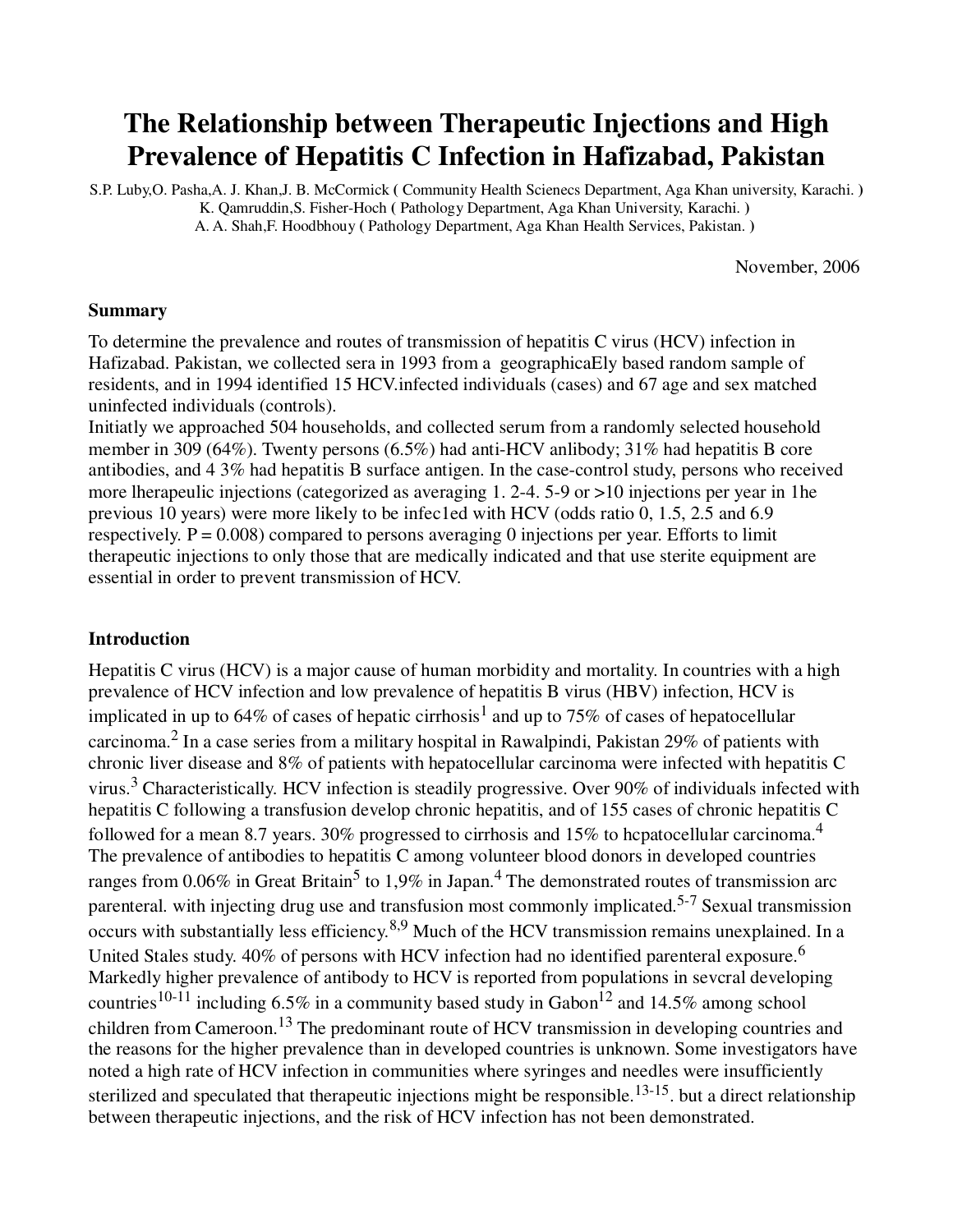# The Relationship between Therapeutic Injections and High Prevalence of Hepatitis C Infection in Hafizabad, Pakistan

S.P. Luby,O. Pasha,A. J. Khan,J. B. McCormick ( Community Health Scienecs Department, Aga Khan university, Karachi. )
K. Qamruddin,S. Fisher-Hoch ( Pathology Department, Aga Khan University, Karachi. )
A. A. Shah,F. Hoodbhouy ( Pathology Department, Aga Khan Health Services, Pakistan. )

November, 2006

### Summary

To determine the prevalence and routes of transmission of hepatitis C virus (HCV) infection in Hafizabad. Pakistan, we collected sera in 1993 from a geographicaEly based random sample of residents, and in 1994 identified 15 HCV.infected individuals (cases) and 67 age and sex matched uninfected individuals (controls).

Initiatly we approached 504 households, and collected serum from a randomly selected household member in 309 (64%). Twenty persons (6.5%) had anti-HCV anlibody; 31% had hepatitis B core antibodies, and 4 3% had hepatitis B surface antigen. In the case-control study, persons who received more lherapeulic injections (categorized as averaging 1. 2-4. 5-9 or >10 injections per year in 1he previous 10 years) were more likely to be infec1ed with HCV (odds ratio 0, 1.5, 2.5 and 6.9 respectively. P = 0.008) compared to persons averaging 0 injections per year. Efforts to limit therapeutic injections to only those that are medically indicated and that use sterite equipment are essential in order to prevent transmission of HCV.

### Introduction

Hepatitis C virus (HCV) is a major cause of human morbidity and mortality. In countries with a high prevalence of HCV infection and low prevalence of hepatitis B virus (HBV) infection, HCV is implicated in up to 64% of cases of hepatic cirrhosis[1] and up to 75% of cases of hepatocellular carcinoma.[2] In a case series from a military hospital in Rawalpindi, Pakistan 29% of patients with chronic liver disease and 8% of patients with hepatocellular carcinoma were infected with hepatitis C virus.[3] Characteristically. HCV infection is steadily progressive. Over 90% of individuals infected with hepatitis C following a transfusion develop chronic hepatitis, and of 155 cases of chronic hepatitis C followed for a mean 8.7 years. 30% progressed to cirrhosis and 15% to hcpatocellular carcinoma.[4] The prevalence of antibodies to hepatitis C among volunteer blood donors in developed countries ranges from 0.06% in Great Britain[5] to 1,9% in Japan.[4] The demonstrated routes of transmission arc parenteral. with injecting drug use and transfusion most commonly implicated.[5-7] Sexual transmission occurs with substantially less efficiency.[8,9] Much of the HCV transmission remains unexplained. In a United Slales study. 40% of persons with HCV infection had no identified parenteral exposure.[6] Markedly higher prevalence of antibody to HCV is reported from populations in sevcral developing countries[10-11] including 6.5% in a community based study in Gabon[12] and 14.5% among school children from Cameroon.[13] The predominant route of HCV transmission in developing countries and the reasons for the higher prevalence than in developed countries is unknown. Some investigators have noted a high rate of HCV infection in communities where syringes and needles were insufficiently sterilized and speculated that therapeutic injections might be responsible.[13-15]. but a direct relationship between therapeutic injections, and the risk of HCV infection has not been demonstrated.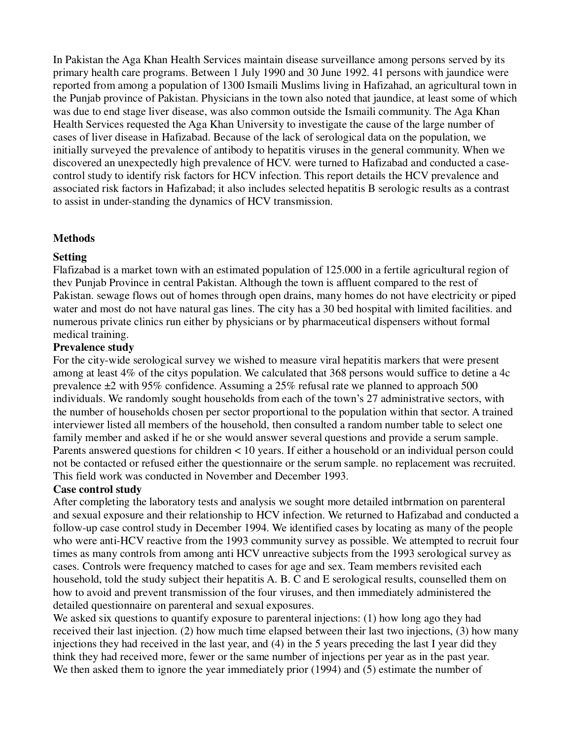In Pakistan the Aga Khan Health Services maintain disease surveillance among persons served by its primary health care programs. Between 1 July 1990 and 30 June 1992. 41 persons with jaundice were reported from among a population of 1300 Ismaili Muslims living in Hafizahad, an agricultural town in the Punjab province of Pakistan. Physicians in the town also noted that jaundice, at least some of which was due to end stage liver disease, was also common outside the Ismaili community. The Aga Khan Health Services requested the Aga Khan University to investigate the cause of the large number of cases of liver disease in Hafizabad. Because of the lack of serological data on the population, we initially surveyed the prevalence of antibody to hepatitis viruses in the general community. When we discovered an unexpectedly high prevalence of HCV. were turned to Hafizabad and conducted a case-control study to identify risk factors for HCV infection. This report details the HCV prevalence and associated risk factors in Hafizabad; it also includes selected hepatitis B serologic results as a contrast to assist in under-standing the dynamics of HCV transmission.

## Methods

### Setting

Flafizabad is a market town with an estimated population of 125.000 in a fertile agricultural region of thev Punjab Province in central Pakistan. Although the town is affluent compared to the rest of Pakistan. sewage flows out of homes through open drains, many homes do not have electricity or piped water and most do not have natural gas lines. The city has a 30 bed hospital with limited facilities. and numerous private clinics run either by physicians or by pharmaceutical dispensers without formal medical training.

### Prevalence study

For the city-wide serological survey we wished to measure viral hepatitis markers that were present among at least 4% of the citys population. We calculated that 368 persons would suffice to detine a 4c prevalence ±2 with 95% confidence. Assuming a 25% refusal rate we planned to approach 500 individuals. We randomly sought households from each of the town's 27 administrative sectors, with the number of households chosen per sector proportional to the population within that sector. A trained interviewer listed all members of the household, then consulted a random number table to select one family member and asked if he or she would answer several questions and provide a serum sample. Parents answered questions for children < 10 years. If either a household or an individual person could not be contacted or refused either the questionnaire or the serum sample. no replacement was recruited. This field work was conducted in November and December 1993.

### Case control study

After completing the laboratory tests and analysis we sought more detailed intbrmation on parenteral and sexual exposure and their relationship to HCV infection. We returned to Hafizabad and conducted a follow-up case control study in December 1994. We identified cases by locating as many of the people who were anti-HCV reactive from the 1993 community survey as possible. We attempted to recruit four times as many controls from among anti HCV unreactive subjects from the 1993 serological survey as cases. Controls were frequency matched to cases for age and sex. Team members revisited each household, told the study subject their hepatitis A. B. C and E serological results, counselled them on how to avoid and prevent transmission of the four viruses, and then immediately administered the detailed questionnaire on parenteral and sexual exposures.

We asked six questions to quantify exposure to parenteral injections: (1) how long ago they had received their last injection. (2) how much time elapsed between their last two injections, (3) how many injections they had received in the last year, and (4) in the 5 years preceding the last I year did they think they had received more, fewer or the same number of injections per year as in the past year. We then asked them to ignore the year immediately prior (1994) and (5) estimate the number of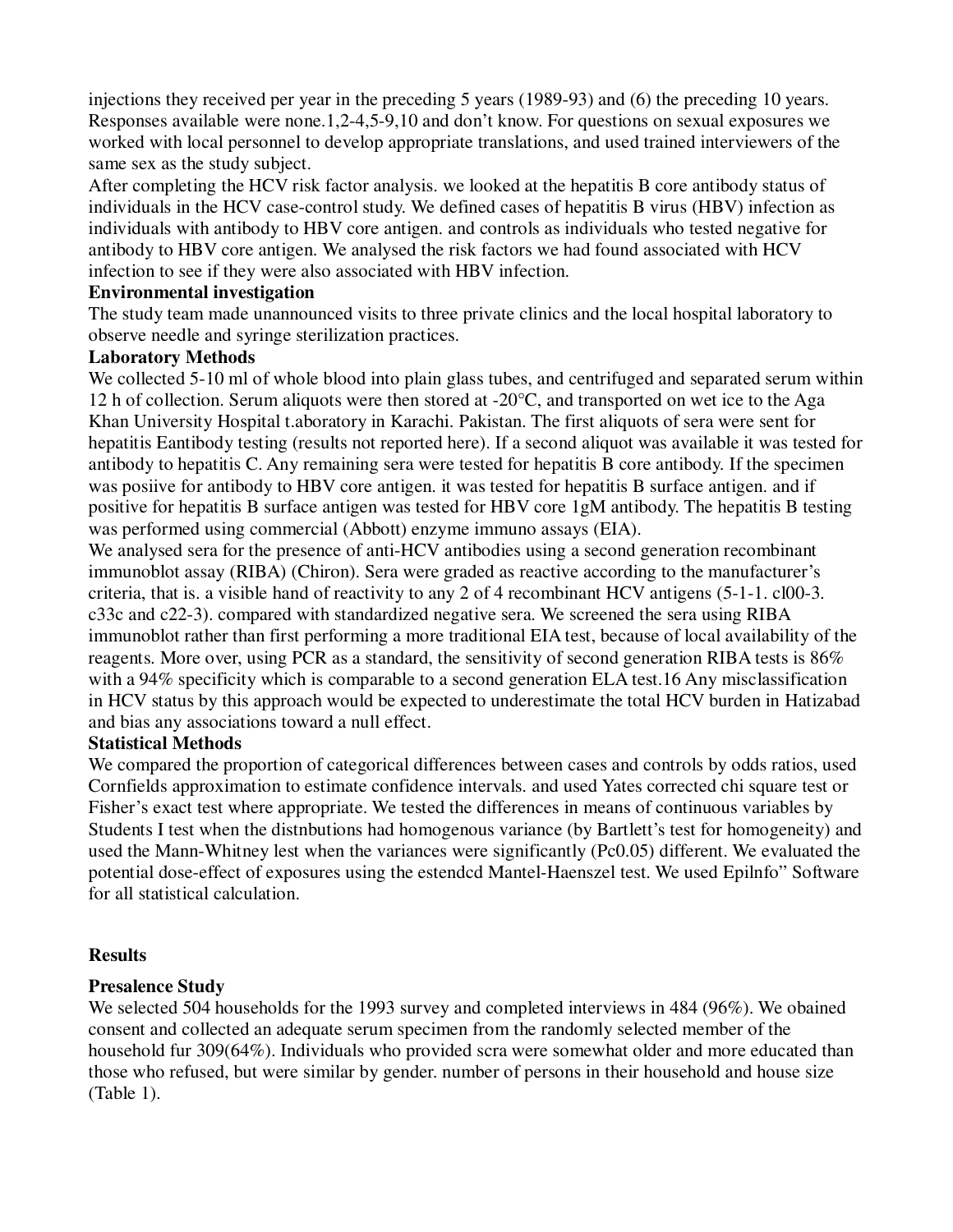injections they received per year in the preceding 5 years (1989-93) and (6) the preceding 10 years. Responses available were none.1,2-4,5-9,10 and don't know. For questions on sexual exposures we worked with local personnel to develop appropriate translations, and used trained interviewers of the same sex as the study subject.

After completing the HCV risk factor analysis. we looked at the hepatitis B core antibody status of individuals in the HCV case-control study. We defined cases of hepatitis B virus (HBV) infection as individuals with antibody to HBV core antigen. and controls as individuals who tested negative for antibody to HBV core antigen. We analysed the risk factors we had found associated with HCV infection to see if they were also associated with HBV infection.

**Environmental investigation**

The study team made unannounced visits to three private clinics and the local hospital laboratory to observe needle and syringe sterilization practices.

**Laboratory Methods**

We collected 5-10 ml of whole blood into plain glass tubes, and centrifuged and separated serum within 12 h of collection. Serum aliquots were then stored at -20°C, and transported on wet ice to the Aga Khan University Hospital t.aboratory in Karachi. Pakistan. The first aliquots of sera were sent for hepatitis Eantibody testing (results not reported here). If a second aliquot was available it was tested for antibody to hepatitis C. Any remaining sera were tested for hepatitis B core antibody. If the specimen was posiive for antibody to HBV core antigen. it was tested for hepatitis B surface antigen. and if positive for hepatitis B surface antigen was tested for HBV core 1gM antibody. The hepatitis B testing was performed using commercial (Abbott) enzyme immuno assays (EIA).

We analysed sera for the presence of anti-HCV antibodies using a second generation recombinant immunoblot assay (RIBA) (Chiron). Sera were graded as reactive according to the manufacturer's criteria, that is. a visible hand of reactivity to any 2 of 4 recombinant HCV antigens (5-1-1. cl00-3. c33c and c22-3). compared with standardized negative sera. We screened the sera using RIBA immunoblot rather than first performing a more traditional EIA test, because of local availability of the reagents. More over, using PCR as a standard, the sensitivity of second generation RIBA tests is 86% with a 94% specificity which is comparable to a second generation ELA test.16 Any misclassification in HCV status by this approach would be expected to underestimate the total HCV burden in Hatizabad and bias any associations toward a null effect.

**Statistical Methods**

We compared the proportion of categorical differences between cases and controls by odds ratios, used Cornfields approximation to estimate confidence intervals. and used Yates corrected chi square test or Fisher's exact test where appropriate. We tested the differences in means of continuous variables by Students I test when the distnbutions had homogenous variance (by Bartlett's test for homogeneity) and used the Mann-Whitney lest when the variances were significantly (Pc0.05) different. We evaluated the potential dose-effect of exposures using the estendcd Mantel-Haenszel test. We used Epilnfo" Software for all statistical calculation.

**Results**

**Presalence Study**

We selected 504 households for the 1993 survey and completed interviews in 484 (96%). We obained consent and collected an adequate serum specimen from the randomly selected member of the household fur 309(64%). Individuals who provided scra were somewhat older and more educated than those who refused, but were similar by gender. number of persons in their household and house size (Table 1).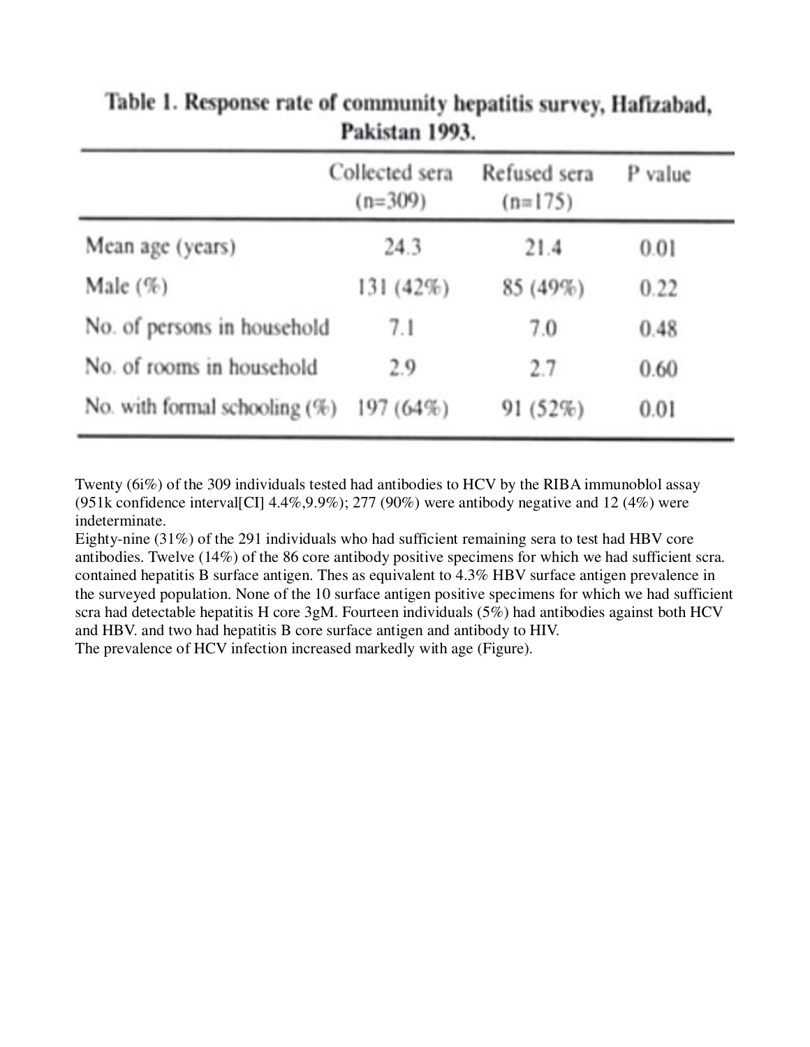**Table 1. Response rate of community hepatitis survey, Hafizabad, Pakistan 1993.**

| | Collected sera (n=309) | Refused sera (n=175) | P value |
|---|---|---|---|
| Mean age (years) | 24.3 | 21.4 | 0.01 |
| Male (%) | 131 (42%) | 85 (49%) | 0.22 |
| No. of persons in household | 7.1 | 7.0 | 0.48 |
| No. of rooms in household | 2.9 | 2.7 | 0.60 |
| No. with formal schooling (%) | 197 (64%) | 91 (52%) | 0.01 |

Twenty (6i%) of the 309 individuals tested had antibodies to HCV by the RIBA immunoblol assay (951k confidence interval[CI] 4.4%,9.9%); 277 (90%) were antibody negative and 12 (4%) were indeterminate.

Eighty-nine (31%) of the 291 individuals who had sufficient remaining sera to test had HBV core antibodies. Twelve (14%) of the 86 core antibody positive specimens for which we had sufficient scra. contained hepatitis B surface antigen. Thes as equivalent to 4.3% HBV surface antigen prevalence in the surveyed population. None of the 10 surface antigen positive specimens for which we had sufficient scra had detectable hepatitis H core 3gM. Fourteen individuals (5%) had antibodies against both HCV and HBV. and two had hepatitis B core surface antigen and antibody to HIV.

The prevalence of HCV infection increased markedly with age (Figure).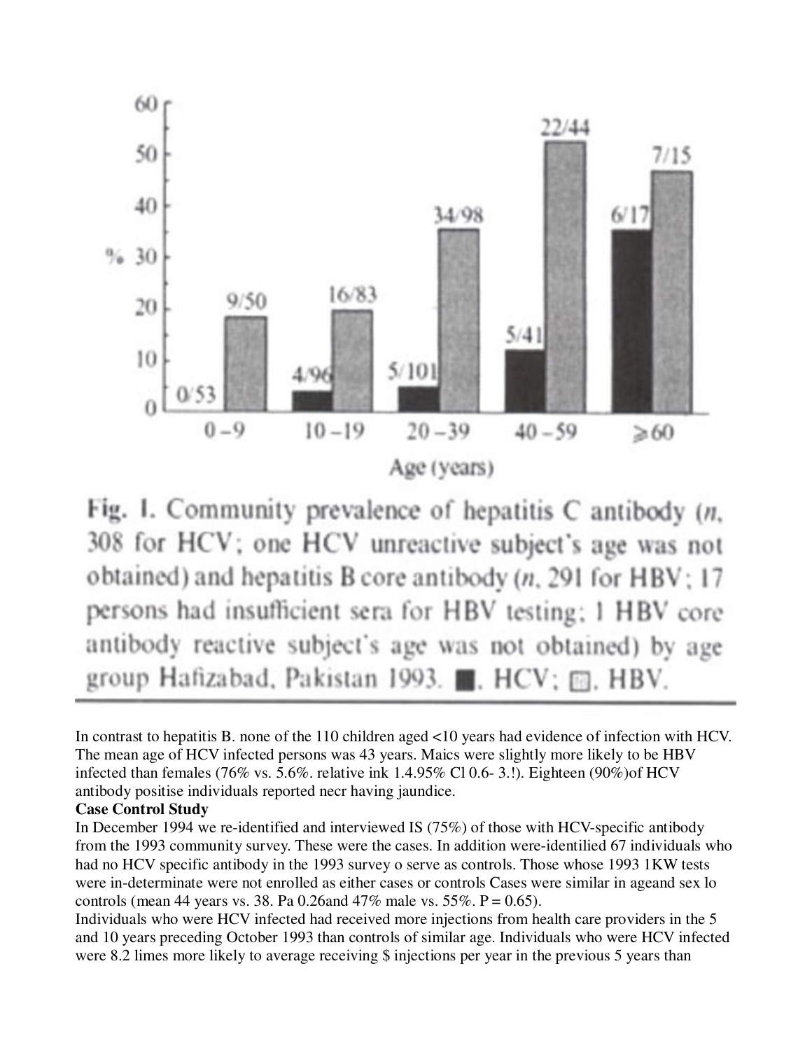Fig. 1. Community prevalence of hepatitis C antibody (*n*, 308 for HCV; one HCV unreactive subject's age was not obtained) and hepatitis B core antibody (*n*, 291 for HBV; 17 persons had insufficient sera for HBV testing; 1 HBV core antibody reactive subject's age was not obtained) by age group Hafizabad, Pakistan 1993. ■, HCV; ▨, HBV.

In contrast to hepatitis B. none of the 110 children aged <10 years had evidence of infection with HCV. The mean age of HCV infected persons was 43 years. Maics were slightly more likely to be HBV infected than females (76% vs. 5.6%. relative ink 1.4.95% Cl 0.6- 3.!). Eighteen (90%)of HCV antibody positise individuals reported necr having jaundice.

**Case Control Study**

In December 1994 we re-identified and interviewed IS (75%) of those with HCV-specific antibody from the 1993 community survey. These were the cases. In addition were-identilied 67 individuals who had no HCV specific antibody in the 1993 survey o serve as controls. Those whose 1993 1KW tests were in-determinate were not enrolled as either cases or controls Cases were similar in ageand sex lo controls (mean 44 years vs. 38. Pa 0.26and 47% male vs. 55%. P = 0.65).

Individuals who were HCV infected had received more injections from health care providers in the 5 and 10 years preceding October 1993 than controls of similar age. Individuals who were HCV infected were 8.2 limes more likely to average receiving $ injections per year in the previous 5 years than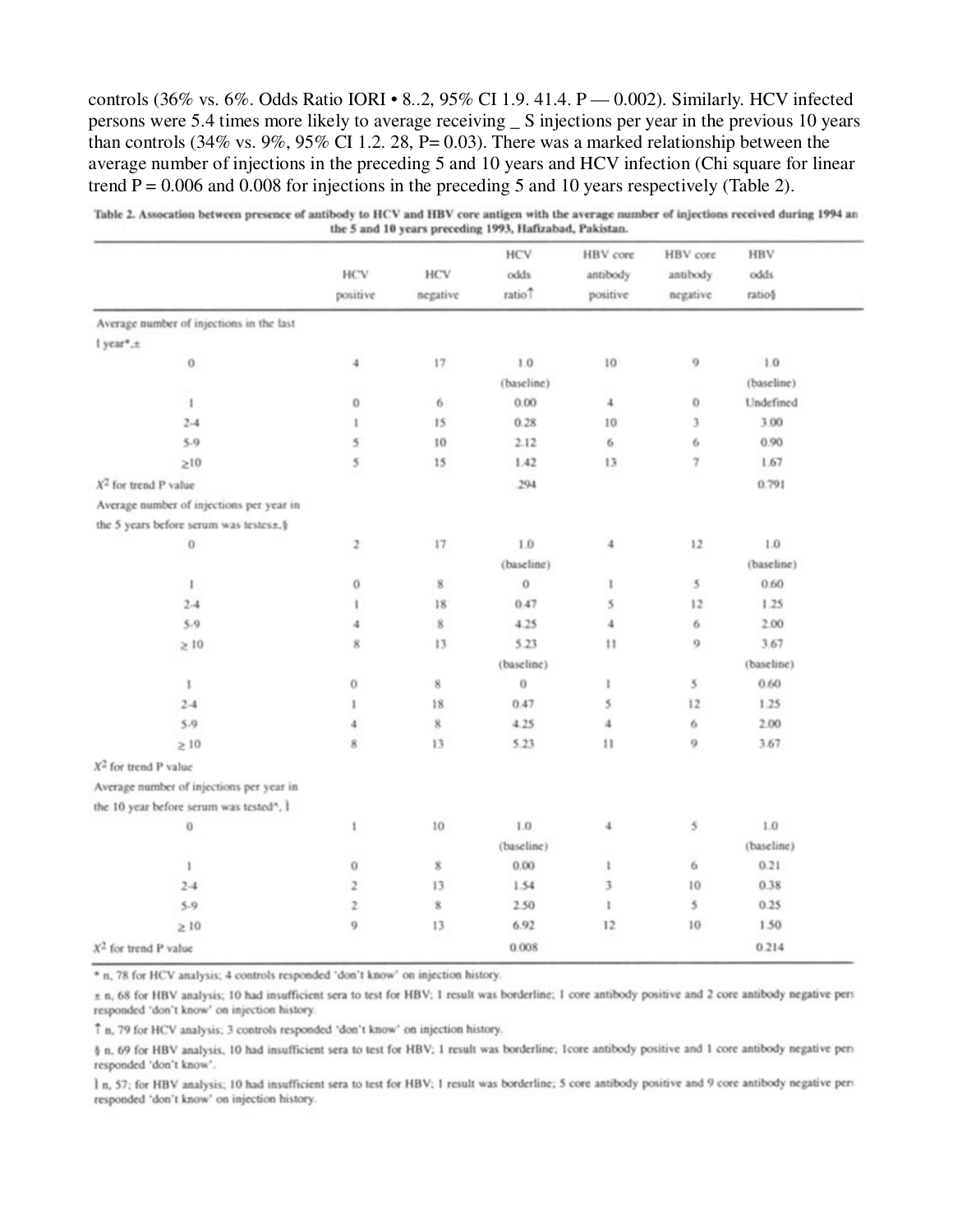controls (36% vs. 6%. Odds Ratio IORI • 8..2, 95% CI 1.9. 41.4. P — 0.002). Similarly. HCV infected persons were 5.4 times more likely to average receiving _ S injections per year in the previous 10 years than controls (34% vs. 9%, 95% CI 1.2. 28, P= 0.03). There was a marked relationship between the average number of injections in the preceding 5 and 10 years and HCV infection (Chi square for linear trend P = 0.006 and 0.008 for injections in the preceding 5 and 10 years respectively (Table 2).

**Table 2. Assocation between presence of antibody to HCV and HBV core antigen with the average number of injections received during 1994 an the 5 and 10 years preceding 1993, Hafizabad, Pakistan.**

| | HCV positive | HCV negative | HCV odds ratio† | HBV core antibody positive | HBV core antibody negative | HBV odds ratio§ |
|---|---|---|---|---|---|---|
| Average number of injections in the last 1 year*,± | | | | | | |
| 0 | 4 | 17 | 1.0 (baseline) | 10 | 9 | 1.0 (baseline) |
| 1 | 0 | 6 | 0.00 | 4 | 0 | Undefined |
| 2-4 | 1 | 15 | 0.28 | 10 | 3 | 3.00 |
| 5-9 | 5 | 10 | 2.12 | 6 | 6 | 0.90 |
| ≥10 | 5 | 15 | 1.42 | 13 | 7 | 1.67 |
| $X^2$ for trend P value | | | .294 | | | 0.791 |
| Average number of injections per year in the 5 years before serum was testes±,§ | | | | | | |
| 0 | 2 | 17 | 1.0 (baseline) | 4 | 12 | 1.0 (baseline) |
| 1 | 0 | 8 | 0 | 1 | 5 | 0.60 |
| 2-4 | 1 | 18 | 0.47 | 5 | 12 | 1.25 |
| 5-9 | 4 | 8 | 4.25 | 4 | 6 | 2.00 |
| ≥ 10 | 8 | 13 | 5.23 (baseline) | 11 | 9 | 3.67 (baseline) |
| 1 | 0 | 8 | 0 | 1 | 5 | 0.60 |
| 2-4 | 1 | 18 | 0.47 | 5 | 12 | 1.25 |
| 5-9 | 4 | 8 | 4.25 | 4 | 6 | 2.00 |
| ≥ 10 | 8 | 13 | 5.23 | 11 | 9 | 3.67 |
| $X^2$ for trend P value | | | | | | |
| Average number of injections per year in the 10 year before serum was tested*, ǁ | | | | | | |
| 0 | 1 | 10 | 1.0 (baseline) | 4 | 5 | 1.0 (baseline) |
| 1 | 0 | 8 | 0.00 | 1 | 6 | 0.21 |
| 2-4 | 2 | 13 | 1.54 | 3 | 10 | 0.38 |
| 5-9 | 2 | 8 | 2.50 | 1 | 5 | 0.25 |
| ≥ 10 | 9 | 13 | 6.92 | 12 | 10 | 1.50 |
| $X^2$ for trend P value | | | 0.008 | | | 0.214 |

* n, 78 for HCV analysis; 4 controls responded 'don't know' on injection history.

± n, 68 for HBV analysis; 10 had insufficient sera to test for HBV; 1 result was borderline; 1 core antibody positive and 2 core antibody negative pers responded 'don't know' on injection history.

† n, 79 for HCV analysis; 3 controls responded 'don't know' on injection history.

§ n, 69 for HBV analysis, 10 had insufficient sera to test for HBV; 1 result was borderline; 1core antibody positive and 1 core antibody negative pers responded 'don't know'.

ǁ n, 57; for HBV analysis; 10 had insufficient sera to test for HBV; 1 result was borderline; 5 core antibody positive and 9 core antibody negative pers responded 'don't know' on injection history.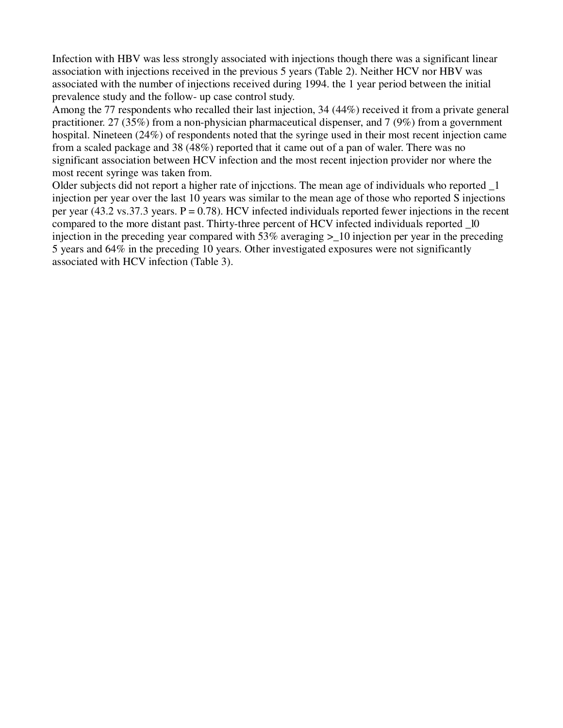Infection with HBV was less strongly associated with injections though there was a significant linear association with injections received in the previous 5 years (Table 2). Neither HCV nor HBV was associated with the number of injections received during 1994. the 1 year period between the initial prevalence study and the follow- up case control study.

Among the 77 respondents who recalled their last injection, 34 (44%) received it from a private general practitioner. 27 (35%) from a non-physician pharmaceutical dispenser, and 7 (9%) from a government hospital. Nineteen (24%) of respondents noted that the syringe used in their most recent injection came from a scaled package and 38 (48%) reported that it came out of a pan of waler. There was no significant association between HCV infection and the most recent injection provider nor where the most recent syringe was taken from.

Older subjects did not report a higher rate of injcctions. The mean age of individuals who reported _1 injection per year over the last 10 years was similar to the mean age of those who reported S injections per year (43.2 vs.37.3 years. P = 0.78). HCV infected individuals reported fewer injections in the recent compared to the more distant past. Thirty-three percent of HCV infected individuals reported _l0 injection in the preceding year compared with 53% averaging >_10 injection per year in the preceding 5 years and 64% in the preceding 10 years. Other investigated exposures were not significantly associated with HCV infection (Table 3).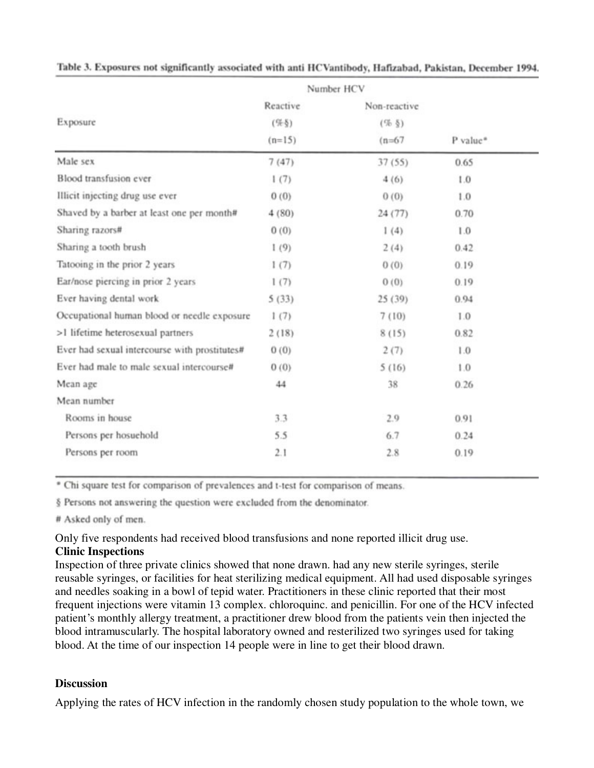Table 3. Exposures not significantly associated with anti HCVantibody, Hafizabad, Pakistan, December 1994.

| Exposure | Number HCV Reactive (%§) (n=15) | Non-reactive (% §) (n=67 | P value* |
|---|---|---|---|
| Male sex | 7 (47) | 37 (55) | 0.65 |
| Blood transfusion ever | 1 (7) | 4 (6) | 1.0 |
| Illicit injecting drug use ever | 0 (0) | 0 (0) | 1.0 |
| Shaved by a barber at least one per month# | 4 (80) | 24 (77) | 0.70 |
| Sharing razors# | 0 (0) | 1 (4) | 1.0 |
| Sharing a tooth brush | 1 (9) | 2 (4) | 0.42 |
| Tatooing in the prior 2 years | 1 (7) | 0 (0) | 0.19 |
| Ear/nose piercing in prior 2 years | 1 (7) | 0 (0) | 0.19 |
| Ever having dental work | 5 (33) | 25 (39) | 0.94 |
| Occupational human blood or needle exposure | 1 (7) | 7 (10) | 1.0 |
| >1 lifetime heterosexual partners | 2 (18) | 8 (15) | 0.82 |
| Ever had sexual intercourse with prostitutes# | 0 (0) | 2 (7) | 1.0 |
| Ever had male to male sexual intercourse# | 0 (0) | 5 (16) | 1.0 |
| Mean age | 44 | 38 | 0.26 |
| Mean number | | | |
| Rooms in house | 3.3 | 2.9 | 0.91 |
| Persons per hosuehold | 5.5 | 6.7 | 0.24 |
| Persons per room | 2.1 | 2.8 | 0.19 |

* Chi square test for comparison of prevalences and t-test for comparison of means.

§ Persons not answering the question were excluded from the denominator.

# Asked only of men.

Only five respondents had received blood transfusions and none reported illicit drug use.

**Clinic Inspections**

Inspection of three private clinics showed that none drawn. had any new sterile syringes, sterile reusable syringes, or facilities for heat sterilizing medical equipment. All had used disposable syringes and needles soaking in a bowl of tepid water. Practitioners in these clinic reported that their most frequent injections were vitamin 13 complex. chloroquinc. and penicillin. For one of the HCV infected patient's monthly allergy treatment, a practitioner drew blood from the patients vein then injected the blood intramuscularly. The hospital laboratory owned and resterilized two syringes used for taking blood. At the time of our inspection 14 people were in line to get their blood drawn.

**Discussion**

Applying the rates of HCV infection in the randomly chosen study population to the whole town, we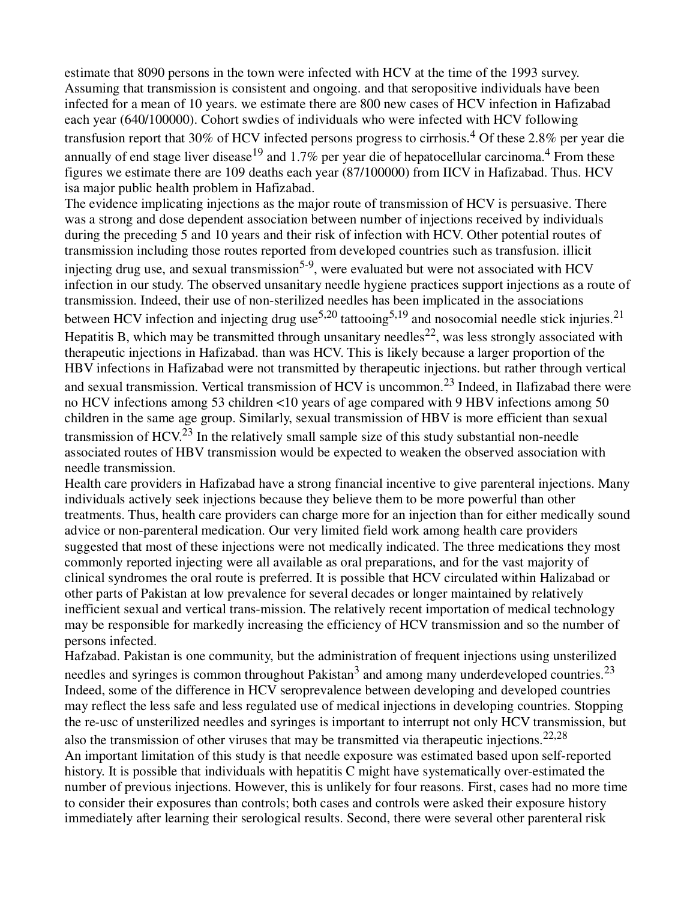estimate that 8090 persons in the town were infected with HCV at the time of the 1993 survey. Assuming that transmission is consistent and ongoing. and that seropositive individuals have been infected for a mean of 10 years. we estimate there are 800 new cases of HCV infection in Hafizabad each year (640/100000). Cohort swdies of individuals who were infected with HCV following transfusion report that 30% of HCV infected persons progress to cirrhosis.[4] Of these 2.8% per year die annually of end stage liver disease[19] and 1.7% per year die of hepatocellular carcinoma.[4] From these figures we estimate there are 109 deaths each year (87/100000) from IICV in Hafizabad. Thus. HCV isa major public health problem in Hafizabad.

The evidence implicating injections as the major route of transmission of HCV is persuasive. There was a strong and dose dependent association between number of injections received by individuals during the preceding 5 and 10 years and their risk of infection with HCV. Other potential routes of transmission including those routes reported from developed countries such as transfusion. illicit injecting drug use, and sexual transmission[5-9], were evaluated but were not associated with HCV infection in our study. The observed unsanitary needle hygiene practices support injections as a route of transmission. Indeed, their use of non-sterilized needles has been implicated in the associations between HCV infection and injecting drug use[5,20] tattooing[5,19] and nosocomial needle stick injuries.[21] Hepatitis B, which may be transmitted through unsanitary needles[22], was less strongly associated with therapeutic injections in Hafizabad. than was HCV. This is likely because a larger proportion of the HBV infections in Hafizabad were not transmitted by therapeutic injections. but rather through vertical and sexual transmission. Vertical transmission of HCV is uncommon.[23] Indeed, in Ilafizabad there were no HCV infections among 53 children <10 years of age compared with 9 HBV infections among 50 children in the same age group. Similarly, sexual transmission of HBV is more efficient than sexual transmission of HCV.[23] In the relatively small sample size of this study substantial non-needle associated routes of HBV transmission would be expected to weaken the observed association with needle transmission.

Health care providers in Hafizabad have a strong financial incentive to give parenteral injections. Many individuals actively seek injections because they believe them to be more powerful than other treatments. Thus, health care providers can charge more for an injection than for either medically sound advice or non-parenteral medication. Our very limited field work among health care providers suggested that most of these injections were not medically indicated. The three medications they most commonly reported injecting were all available as oral preparations, and for the vast majority of clinical syndromes the oral route is preferred. It is possible that HCV circulated within Halizabad or other parts of Pakistan at low prevalence for several decades or longer maintained by relatively inefficient sexual and vertical trans-mission. The relatively recent importation of medical technology may be responsible for markedly increasing the efficiency of HCV transmission and so the number of persons infected.

Hafzabad. Pakistan is one community, but the administration of frequent injections using unsterilized needles and syringes is common throughout Pakistan[3] and among many underdeveloped countries.[23] Indeed, some of the difference in HCV seroprevalence between developing and developed countries may reflect the less safe and less regulated use of medical injections in developing countries. Stopping the re-usc of unsterilized needles and syringes is important to interrupt not only HCV transmission, but also the transmission of other viruses that may be transmitted via therapeutic injections.[22,28]

An important limitation of this study is that needle exposure was estimated based upon self-reported history. It is possible that individuals with hepatitis C might have systematically over-estimated the number of previous injections. However, this is unlikely for four reasons. First, cases had no more time to consider their exposures than controls; both cases and controls were asked their exposure history immediately after learning their serological results. Second, there were several other parenteral risk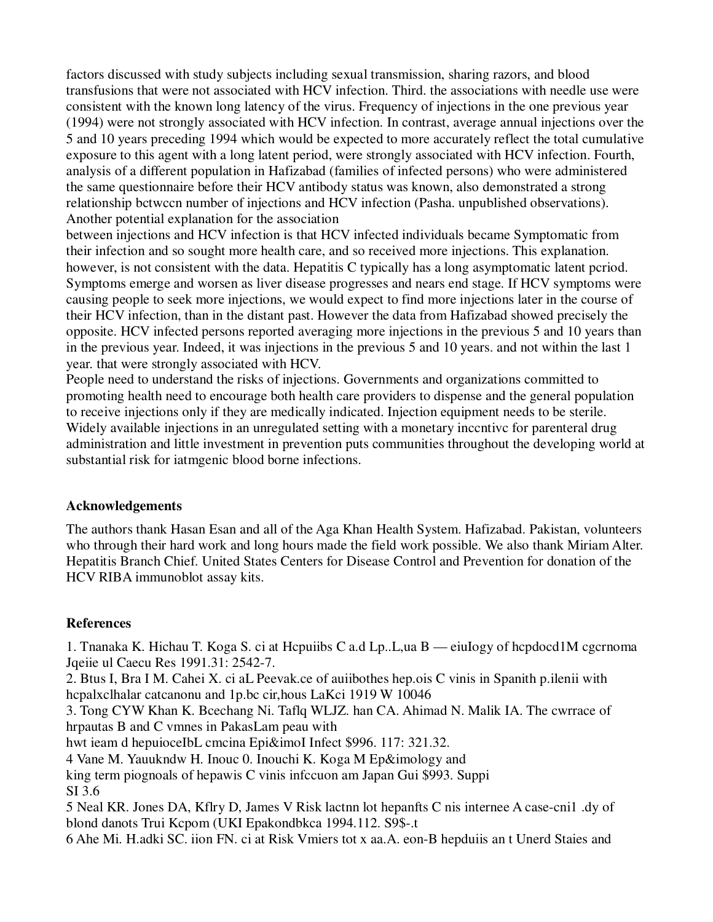factors discussed with study subjects including sexual transmission, sharing razors, and blood transfusions that were not associated with HCV infection. Third. the associations with needle use were consistent with the known long latency of the virus. Frequency of injections in the one previous year (1994) were not strongly associated with HCV infection. In contrast, average annual injections over the 5 and 10 years preceding 1994 which would be expected to more accurately reflect the total cumulative exposure to this agent with a long latent period, were strongly associated with HCV infection. Fourth, analysis of a different population in Hafizabad (families of infected persons) who were administered the same questionnaire before their HCV antibody status was known, also demonstrated a strong relationship bctwccn number of injections and HCV infection (Pasha. unpublished observations).
Another potential explanation for the association
between injections and HCV infection is that HCV infected individuals became Symptomatic from their infection and so sought more health care, and so received more injections. This explanation. however, is not consistent with the data. Hepatitis C typically has a long asymptomatic latent pcriod. Symptoms emerge and worsen as liver disease progresses and nears end stage. If HCV symptoms were causing people to seek more injections, we would expect to find more injections later in the course of their HCV infection, than in the distant past. However the data from Hafizabad showed precisely the opposite. HCV infected persons reported averaging more injections in the previous 5 and 10 years than in the previous year. Indeed, it was injections in the previous 5 and 10 years. and not within the last 1 year. that were strongly associated with HCV.
People need to understand the risks of injections. Governments and organizations committed to promoting health need to encourage both health care providers to dispense and the general population to receive injections only if they are medically indicated. Injection equipment needs to be sterile. Widely available injections in an unregulated setting with a monetary inccntivc for parenteral drug administration and little investment in prevention puts communities throughout the developing world at substantial risk for iatmgenic blood borne infections.

## Acknowledgements

The authors thank Hasan Esan and all of the Aga Khan Health System. Hafizabad. Pakistan, volunteers who through their hard work and long hours made the field work possible. We also thank Miriam Alter. Hepatitis Branch Chief. United States Centers for Disease Control and Prevention for donation of the HCV RIBA immunoblot assay kits.

## References

1. Tnanaka K. Hichau T. Koga S. ci at Hcpuiibs C a.d Lp..L,ua B — eiuIogy of hcpdocd1M cgcrnoma Jqeiie ul Caecu Res 1991.31: 2542-7.
2. Btus I, Bra I M. Cahei X. ci aL Peevak.ce of auiibothes hep.ois C vinis in Spanith p.ilenii with hcpalxclhalar catcanonu and 1p.bc cir,hous LaKci 1919 W 10046
3. Tong CYW Khan K. Bcechang Ni. Taflq WLJZ. han CA. Ahimad N. Malik IA. The cwrrace of hrpautas B and C vmnes in PakasLam peau with
hwt ieam d hepuioceIbL cmcina Epi&imoI Infect $996. 117: 321.32.
4 Vane M. Yauukndw H. Inouc 0. Inouchi K. Koga M Ep&imology and
king term piognoals of hepawis C vinis infccuon am Japan Gui $993. Suppi
SI 3.6
5 Neal KR. Jones DA, Kflry D, James V Risk lactnn lot hepanfts C nis internee A case-cni1 .dy of blond danots Trui Kcpom (UKI Epakondbkca 1994.112. S9$-.t
6 Ahe Mi. H.adki SC. iion FN. ci at Risk Vmiers tot x aa.A. eon-B hepduiis an t Unerd Staies and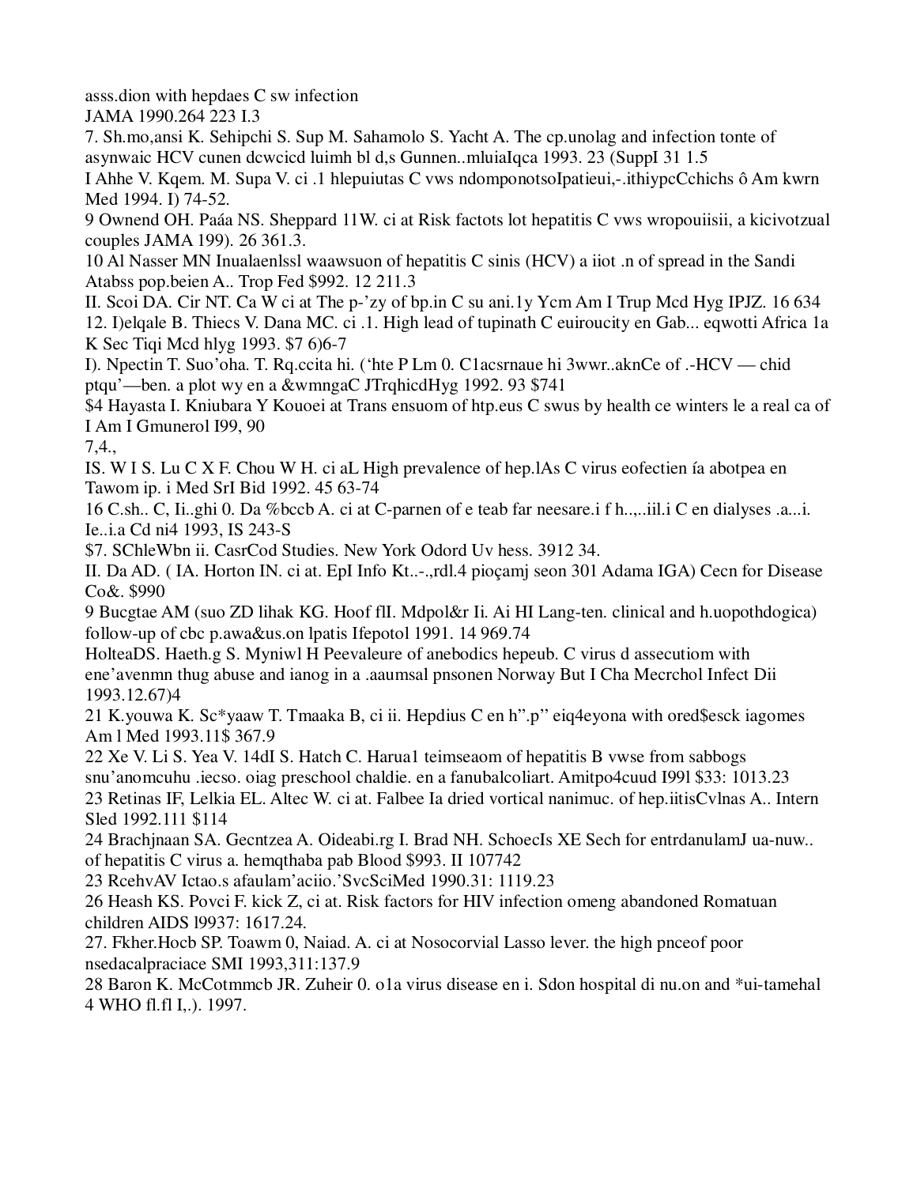asss.dion with hepdaes C sw infection
JAMA 1990.264 223 I.3

7. Sh.mo,ansi K. Sehipchi S. Sup M. Sahamolo S. Yacht A. The cp.unolag and infection tonte of asynwaic HCV cunen dcwcicd luimh bl d,s Gunnen..mluiaIqca 1993. 23 (SuppI 31 1.5

I Ahhe V. Kqem. M. Supa V. ci .1 hlepuiutas C vws ndomponotsoIpatieui,-.ithiypcCchichs ô Am kwrn Med 1994. I) 74-52.

9 Ownend OH. Paáa NS. Sheppard 11W. ci at Risk factots lot hepatitis C vws wropouiisii, a kicivotzual couples JAMA 199). 26 361.3.

10 Al Nasser MN Inualaenlssl waawsuon of hepatitis C sinis (HCV) a iiot .n of spread in the Sandi Atabss pop.beien A.. Trop Fed $992. 12 211.3

II. Scoi DA. Cir NT. Ca W ci at The p-'zy of bp.in C su ani.1y Ycm Am I Trup Mcd Hyg IPJZ. 16 634

12. I)elqale B. Thiecs V. Dana MC. ci .1. High lead of tupinath C euiroucity en Gab... eqwotti Africa 1a K Sec Tiqi Mcd hlyg 1993. $7 6)6-7

I). Npectin T. Suo'oha. T. Rq.ccita hi. ('hte P Lm 0. C1acsrnaue hi 3wwr..aknCe of .-HCV — chid ptqu'—ben. a plot wy en a &wmngaC JTrqhicdHyg 1992. 93 $741

$4 Hayasta I. Kniubara Y Kouoei at Trans ensuom of htp.eus C swus by health ce winters le a real ca of I Am I Gmunerol I99, 90
7,4.,

IS. W I S. Lu C X F. Chou W H. ci aL High prevalence of hep.lAs C virus eofectien ía abotpea en Tawom ip. i Med SrI Bid 1992. 45 63-74

16 C.sh.. C, Ii..ghi 0. Da %bccb A. ci at C-parnen of e teab far neesare.i f h..,..iil.i C en dialyses .a...i. Ie..i.a Cd ni4 1993, IS 243-S

$7. SChleWbn ii. CasrCod Studies. New York Odord Uv hess. 3912 34.

II. Da AD. ( IA. Horton IN. ci at. EpI Info Kt..-.,rdl.4 pioçamj seon 301 Adama IGA) Cecn for Disease Co&. $990

9 Bucgtae AM (suo ZD lihak KG. Hoof flI. Mdpol&r Ii. Ai HI Lang-ten. clinical and h.uopothdogica) follow-up of cbc p.awa&us.on lpatis Ifepotol 1991. 14 969.74

HolteaDS. Haeth.g S. Myniwl H Peevaleure of anebodics hepeub. C virus d assecutiom with ene'avenmn thug abuse and ianog in a .aaumsal pnsonen Norway But I Cha Mecrchol Infect Dii 1993.12.67)4

21 K.youwa K. Sc*yaaw T. Tmaaka B, ci ii. Hepdius C en h".p" eiq4eyona with ored$esck iagomes Am l Med 1993.11$ 367.9

22 Xe V. Li S. Yea V. 14dI S. Hatch C. Harua1 teimseaom of hepatitis B vwse from sabbogs snu'anomcuhu .iecso. oiag preschool chaldie. en a fanubalcoliart. Amitpo4cuud I99l $33: 1013.23

23 Retinas IF, Lelkia EL. Altec W. ci at. Falbee Ia dried vortical nanimuc. of hep.iitisCvlnas A.. Intern Sled 1992.111 $114

24 Brachjnaan SA. Gecntzea A. Oideabi.rg I. Brad NH. SchoecIs XE Sech for entrdanulamJ ua-nuw.. of hepatitis C virus a. hemqthaba pab Blood $993. II 107742

23 RcehvAV Ictao.s afaulam'aciio.'SvcSciMed 1990.31: 1119.23

26 Heash KS. Povci F. kick Z, ci at. Risk factors for HIV infection omeng abandoned Romatuan children AIDS l9937: 1617.24.

27. Fkher.Hocb SP. Toawm 0, Naiad. A. ci at Nosocorvial Lasso lever. the high pnceof poor nsedacalpraciace SMI 1993,311:137.9

28 Baron K. McCotmmcb JR. Zuheir 0. o1a virus disease en i. Sdon hospital di nu.on and *ui-tamehal 4 WHO fl.fl I,.). 1997.